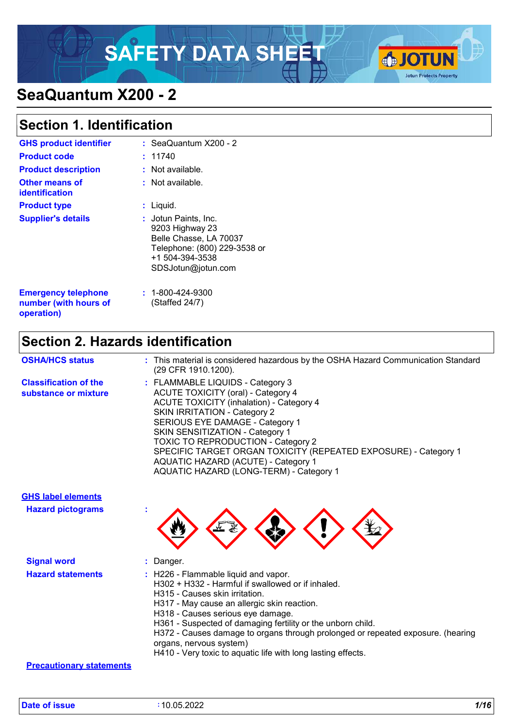# SAFETY DATA SHEET

# SeaQuantum X200 - 2

## Section 1. Identification

| | |
|---|---|
| **GHS product identifier** | : SeaQuantum X200 - 2 |
| **Product code** | : 11740 |
| **Product description** | : Not available. |
| **Other means of identification** | : Not available. |
| **Product type** | : Liquid. |
| **Supplier's details** | : Jotun Paints, Inc.<br>9203 Highway 23<br>Belle Chasse, LA 70037<br>Telephone: (800) 229-3538 or<br>+1 504-394-3538<br>SDSJotun@jotun.com |
| **Emergency telephone number (with hours of operation)** | : 1-800-424-9300<br>(Staffed 24/7) |

## Section 2. Hazards identification

**OSHA/HCS status** : This material is considered hazardous by the OSHA Hazard Communication Standard (29 CFR 1910.1200).

**Classification of the substance or mixture** :
FLAMMABLE LIQUIDS - Category 3
ACUTE TOXICITY (oral) - Category 4
ACUTE TOXICITY (inhalation) - Category 4
SKIN IRRITATION - Category 2
SERIOUS EYE DAMAGE - Category 1
SKIN SENSITIZATION - Category 1
TOXIC TO REPRODUCTION - Category 2
SPECIFIC TARGET ORGAN TOXICITY (REPEATED EXPOSURE) - Category 1
AQUATIC HAZARD (ACUTE) - Category 1
AQUATIC HAZARD (LONG-TERM) - Category 1

**GHS label elements**

**Hazard pictograms** :

**Signal word** : Danger.

**Hazard statements** :
H226 - Flammable liquid and vapor.
H302 + H332 - Harmful if swallowed or if inhaled.
H315 - Causes skin irritation.
H317 - May cause an allergic skin reaction.
H318 - Causes serious eye damage.
H361 - Suspected of damaging fertility or the unborn child.
H372 - Causes damage to organs through prolonged or repeated exposure. (hearing organs, nervous system)
H410 - Very toxic to aquatic life with long lasting effects.

**Precautionary statements**

**Date of issue** : 10.05.2022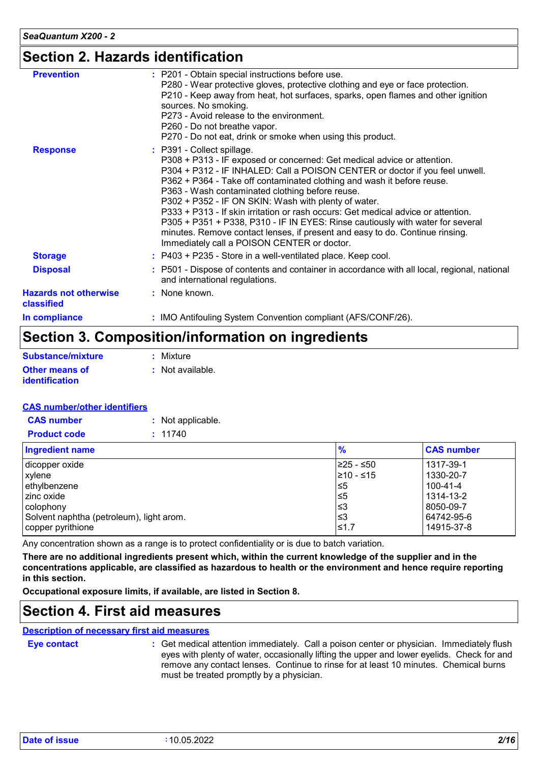## Section 2. Hazards identification

**Prevention** : P201 - Obtain special instructions before use.
P280 - Wear protective gloves, protective clothing and eye or face protection.
P210 - Keep away from heat, hot surfaces, sparks, open flames and other ignition sources. No smoking.
P273 - Avoid release to the environment.
P260 - Do not breathe vapor.
P270 - Do not eat, drink or smoke when using this product.

**Response** : P391 - Collect spillage.
P308 + P313 - IF exposed or concerned: Get medical advice or attention.
P304 + P312 - IF INHALED: Call a POISON CENTER or doctor if you feel unwell.
P362 + P364 - Take off contaminated clothing and wash it before reuse.
P363 - Wash contaminated clothing before reuse.
P302 + P352 - IF ON SKIN: Wash with plenty of water.
P333 + P313 - If skin irritation or rash occurs: Get medical advice or attention.
P305 + P351 + P338, P310 - IF IN EYES: Rinse cautiously with water for several minutes. Remove contact lenses, if present and easy to do. Continue rinsing. Immediately call a POISON CENTER or doctor.

**Storage** : P403 + P235 - Store in a well-ventilated place. Keep cool.

**Disposal** : P501 - Dispose of contents and container in accordance with all local, regional, national and international regulations.

**Hazards not otherwise classified** : None known.

**In compliance** : IMO Antifouling System Convention compliant (AFS/CONF/26).

## Section 3. Composition/information on ingredients

**Substance/mixture** : Mixture

**Other means of identification** : Not available.

**CAS number/other identifiers**

**CAS number** : Not applicable.

**Product code** : 11740

| Ingredient name | % | CAS number |
|---|---|---|
| dicopper oxide | ≥25 - ≤50 | 1317-39-1 |
| xylene | ≥10 - ≤15 | 1330-20-7 |
| ethylbenzene | ≤5 | 100-41-4 |
| zinc oxide | ≤5 | 1314-13-2 |
| colophony | ≤3 | 8050-09-7 |
| Solvent naphtha (petroleum), light arom. | ≤3 | 64742-95-6 |
| copper pyrithione | ≤1.7 | 14915-37-8 |

Any concentration shown as a range is to protect confidentiality or is due to batch variation.

**There are no additional ingredients present which, within the current knowledge of the supplier and in the concentrations applicable, are classified as hazardous to health or the environment and hence require reporting in this section.**

**Occupational exposure limits, if available, are listed in Section 8.**

## Section 4. First aid measures

**Description of necessary first aid measures**

**Eye contact** : Get medical attention immediately. Call a poison center or physician. Immediately flush eyes with plenty of water, occasionally lifting the upper and lower eyelids. Check for and remove any contact lenses. Continue to rinse for at least 10 minutes. Chemical burns must be treated promptly by a physician.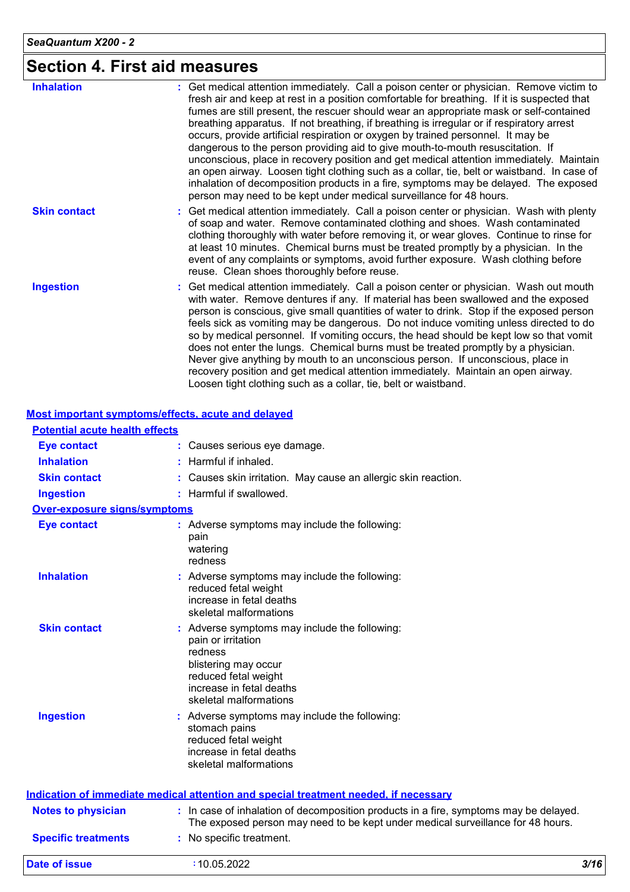# Section 4. First aid measures

**Inhalation** : Get medical attention immediately. Call a poison center or physician. Remove victim to fresh air and keep at rest in a position comfortable for breathing. If it is suspected that fumes are still present, the rescuer should wear an appropriate mask or self-contained breathing apparatus. If not breathing, if breathing is irregular or if respiratory arrest occurs, provide artificial respiration or oxygen by trained personnel. It may be dangerous to the person providing aid to give mouth-to-mouth resuscitation. If unconscious, place in recovery position and get medical attention immediately. Maintain an open airway. Loosen tight clothing such as a collar, tie, belt or waistband. In case of inhalation of decomposition products in a fire, symptoms may be delayed. The exposed person may need to be kept under medical surveillance for 48 hours.

**Skin contact** : Get medical attention immediately. Call a poison center or physician. Wash with plenty of soap and water. Remove contaminated clothing and shoes. Wash contaminated clothing thoroughly with water before removing it, or wear gloves. Continue to rinse for at least 10 minutes. Chemical burns must be treated promptly by a physician. In the event of any complaints or symptoms, avoid further exposure. Wash clothing before reuse. Clean shoes thoroughly before reuse.

**Ingestion** : Get medical attention immediately. Call a poison center or physician. Wash out mouth with water. Remove dentures if any. If material has been swallowed and the exposed person is conscious, give small quantities of water to drink. Stop if the exposed person feels sick as vomiting may be dangerous. Do not induce vomiting unless directed to do so by medical personnel. If vomiting occurs, the head should be kept low so that vomit does not enter the lungs. Chemical burns must be treated promptly by a physician. Never give anything by mouth to an unconscious person. If unconscious, place in recovery position and get medical attention immediately. Maintain an open airway. Loosen tight clothing such as a collar, tie, belt or waistband.

## Most important symptoms/effects, acute and delayed

### Potential acute health effects

**Eye contact** : Causes serious eye damage.

**Inhalation** : Harmful if inhaled.

**Skin contact** : Causes skin irritation. May cause an allergic skin reaction.

**Ingestion** : Harmful if swallowed.

### Over-exposure signs/symptoms

**Eye contact** : Adverse symptoms may include the following:
pain
watering
redness

**Inhalation** : Adverse symptoms may include the following:
reduced fetal weight
increase in fetal deaths
skeletal malformations

**Skin contact** : Adverse symptoms may include the following:
pain or irritation
redness
blistering may occur
reduced fetal weight
increase in fetal deaths
skeletal malformations

**Ingestion** : Adverse symptoms may include the following:
stomach pains
reduced fetal weight
increase in fetal deaths
skeletal malformations

## Indication of immediate medical attention and special treatment needed, if necessary

**Notes to physician** : In case of inhalation of decomposition products in a fire, symptoms may be delayed. The exposed person may need to be kept under medical surveillance for 48 hours.

**Specific treatments** : No specific treatment.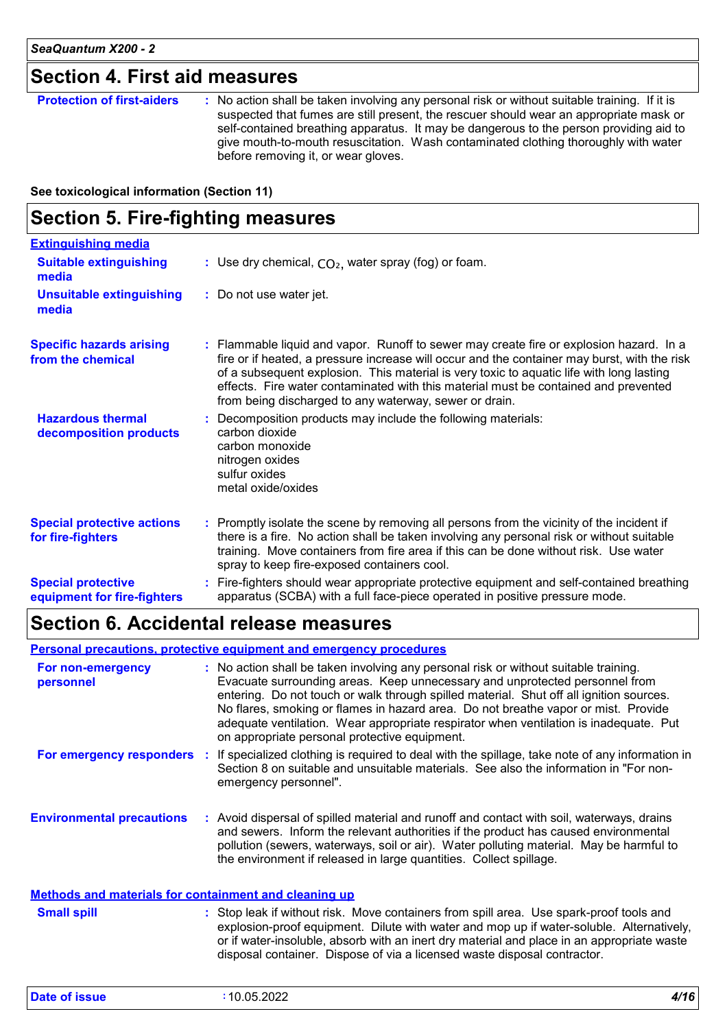## Section 4. First aid measures

**Protection of first-aiders** : No action shall be taken involving any personal risk or without suitable training. If it is suspected that fumes are still present, the rescuer should wear an appropriate mask or self-contained breathing apparatus. It may be dangerous to the person providing aid to give mouth-to-mouth resuscitation. Wash contaminated clothing thoroughly with water before removing it, or wear gloves.

**See toxicological information (Section 11)**

## Section 5. Fire-fighting measures

**Extinguishing media**

**Suitable extinguishing media** : Use dry chemical, $CO_2$, water spray (fog) or foam.

**Unsuitable extinguishing media** : Do not use water jet.

**Specific hazards arising from the chemical** : Flammable liquid and vapor. Runoff to sewer may create fire or explosion hazard. In a fire or if heated, a pressure increase will occur and the container may burst, with the risk of a subsequent explosion. This material is very toxic to aquatic life with long lasting effects. Fire water contaminated with this material must be contained and prevented from being discharged to any waterway, sewer or drain.

**Hazardous thermal decomposition products** : Decomposition products may include the following materials:
carbon dioxide
carbon monoxide
nitrogen oxides
sulfur oxides
metal oxide/oxides

**Special protective actions for fire-fighters** : Promptly isolate the scene by removing all persons from the vicinity of the incident if there is a fire. No action shall be taken involving any personal risk or without suitable training. Move containers from fire area if this can be done without risk. Use water spray to keep fire-exposed containers cool.

**Special protective equipment for fire-fighters** : Fire-fighters should wear appropriate protective equipment and self-contained breathing apparatus (SCBA) with a full face-piece operated in positive pressure mode.

## Section 6. Accidental release measures

**Personal precautions, protective equipment and emergency procedures**

**For non-emergency personnel** : No action shall be taken involving any personal risk or without suitable training. Evacuate surrounding areas. Keep unnecessary and unprotected personnel from entering. Do not touch or walk through spilled material. Shut off all ignition sources. No flares, smoking or flames in hazard area. Do not breathe vapor or mist. Provide adequate ventilation. Wear appropriate respirator when ventilation is inadequate. Put on appropriate personal protective equipment.

**For emergency responders** : If specialized clothing is required to deal with the spillage, take note of any information in Section 8 on suitable and unsuitable materials. See also the information in "For non-emergency personnel".

**Environmental precautions** : Avoid dispersal of spilled material and runoff and contact with soil, waterways, drains and sewers. Inform the relevant authorities if the product has caused environmental pollution (sewers, waterways, soil or air). Water polluting material. May be harmful to the environment if released in large quantities. Collect spillage.

**Methods and materials for containment and cleaning up**

**Small spill** : Stop leak if without risk. Move containers from spill area. Use spark-proof tools and explosion-proof equipment. Dilute with water and mop up if water-soluble. Alternatively, or if water-insoluble, absorb with an inert dry material and place in an appropriate waste disposal container. Dispose of via a licensed waste disposal contractor.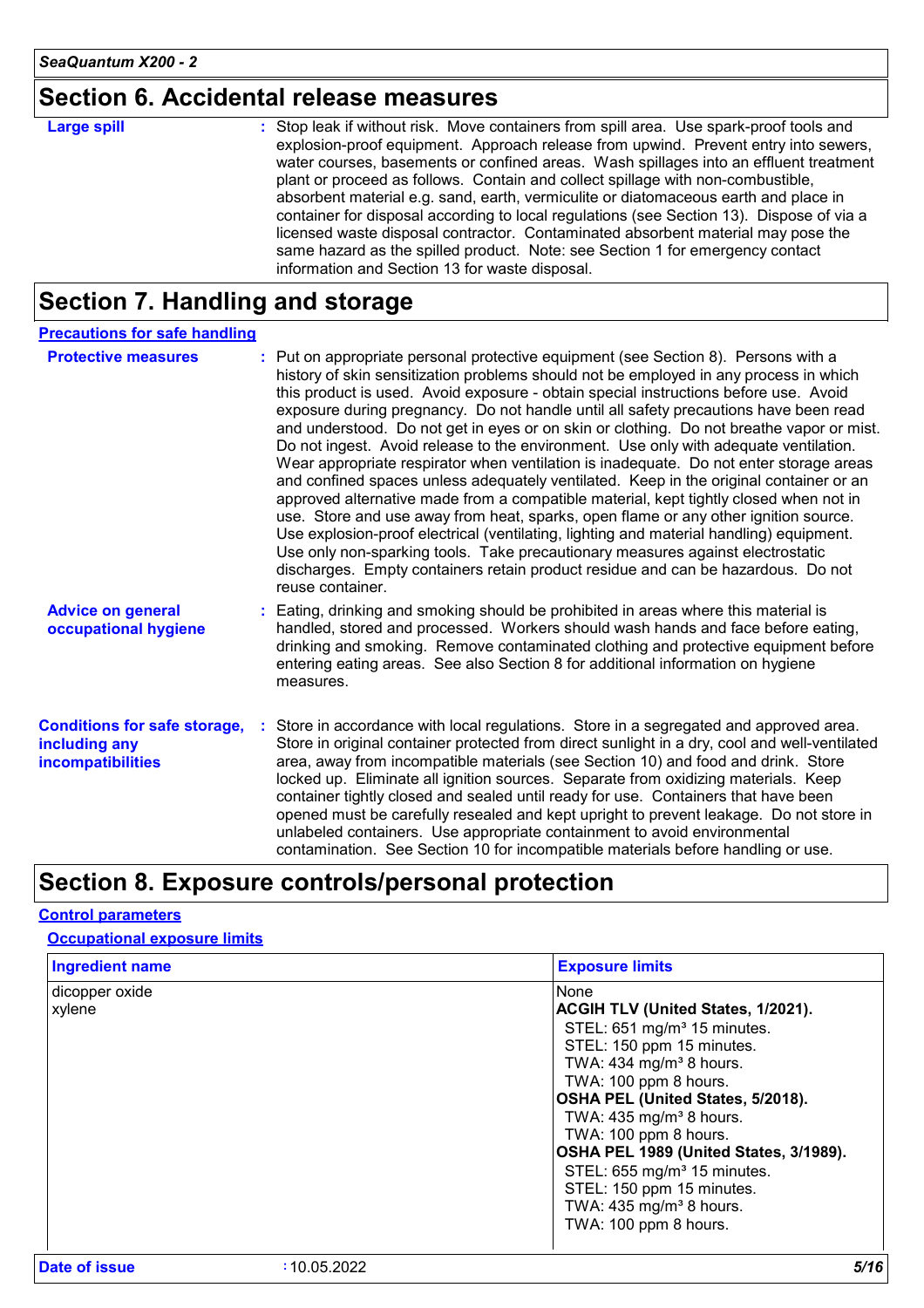## Section 6. Accidental release measures

**Large spill** : Stop leak if without risk. Move containers from spill area. Use spark-proof tools and explosion-proof equipment. Approach release from upwind. Prevent entry into sewers, water courses, basements or confined areas. Wash spillages into an effluent treatment plant or proceed as follows. Contain and collect spillage with non-combustible, absorbent material e.g. sand, earth, vermiculite or diatomaceous earth and place in container for disposal according to local regulations (see Section 13). Dispose of via a licensed waste disposal contractor. Contaminated absorbent material may pose the same hazard as the spilled product. Note: see Section 1 for emergency contact information and Section 13 for waste disposal.

## Section 7. Handling and storage

### Precautions for safe handling

**Protective measures** : Put on appropriate personal protective equipment (see Section 8). Persons with a history of skin sensitization problems should not be employed in any process in which this product is used. Avoid exposure - obtain special instructions before use. Avoid exposure during pregnancy. Do not handle until all safety precautions have been read and understood. Do not get in eyes or on skin or clothing. Do not breathe vapor or mist. Do not ingest. Avoid release to the environment. Use only with adequate ventilation. Wear appropriate respirator when ventilation is inadequate. Do not enter storage areas and confined spaces unless adequately ventilated. Keep in the original container or an approved alternative made from a compatible material, kept tightly closed when not in use. Store and use away from heat, sparks, open flame or any other ignition source. Use explosion-proof electrical (ventilating, lighting and material handling) equipment. Use only non-sparking tools. Take precautionary measures against electrostatic discharges. Empty containers retain product residue and can be hazardous. Do not reuse container.

**Advice on general occupational hygiene** : Eating, drinking and smoking should be prohibited in areas where this material is handled, stored and processed. Workers should wash hands and face before eating, drinking and smoking. Remove contaminated clothing and protective equipment before entering eating areas. See also Section 8 for additional information on hygiene measures.

**Conditions for safe storage, including any incompatibilities** : Store in accordance with local regulations. Store in a segregated and approved area. Store in original container protected from direct sunlight in a dry, cool and well-ventilated area, away from incompatible materials (see Section 10) and food and drink. Store locked up. Eliminate all ignition sources. Separate from oxidizing materials. Keep container tightly closed and sealed until ready for use. Containers that have been opened must be carefully resealed and kept upright to prevent leakage. Do not store in unlabeled containers. Use appropriate containment to avoid environmental contamination. See Section 10 for incompatible materials before handling or use.

## Section 8. Exposure controls/personal protection

### Control parameters

#### Occupational exposure limits

| Ingredient name | Exposure limits |
|---|---|
| dicopper oxide | None |
| xylene | **ACGIH TLV (United States, 1/2021).**<br>STEL: 651 mg/m³ 15 minutes.<br>STEL: 150 ppm 15 minutes.<br>TWA: 434 mg/m³ 8 hours.<br>TWA: 100 ppm 8 hours.<br>**OSHA PEL (United States, 5/2018).**<br>TWA: 435 mg/m³ 8 hours.<br>TWA: 100 ppm 8 hours.<br>**OSHA PEL 1989 (United States, 3/1989).**<br>STEL: 655 mg/m³ 15 minutes.<br>STEL: 150 ppm 15 minutes.<br>TWA: 435 mg/m³ 8 hours.<br>TWA: 100 ppm 8 hours. |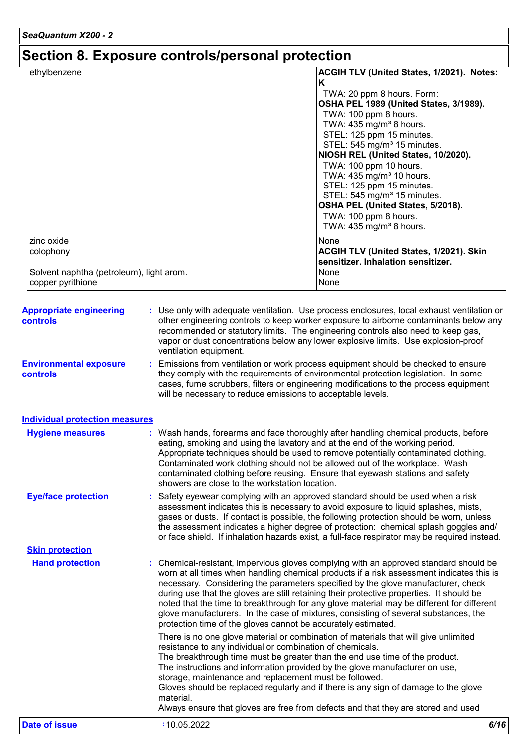# Section 8. Exposure controls/personal protection

| | |
|---|---|
| ethylbenzene | **ACGIH TLV (United States, 1/2021). Notes: K**<br>TWA: 20 ppm 8 hours. Form:<br>**OSHA PEL 1989 (United States, 3/1989).**<br>TWA: 100 ppm 8 hours.<br>TWA: 435 mg/m³ 8 hours.<br>STEL: 125 ppm 15 minutes.<br>STEL: 545 mg/m³ 15 minutes.<br>**NIOSH REL (United States, 10/2020).**<br>TWA: 100 ppm 10 hours.<br>TWA: 435 mg/m³ 10 hours.<br>STEL: 125 ppm 15 minutes.<br>STEL: 545 mg/m³ 15 minutes.<br>**OSHA PEL (United States, 5/2018).**<br>TWA: 100 ppm 8 hours.<br>TWA: 435 mg/m³ 8 hours. |
| zinc oxide | None |
| colophony | **ACGIH TLV (United States, 1/2021). Skin sensitizer. Inhalation sensitizer.** |
| Solvent naphtha (petroleum), light arom. | None |
| copper pyrithione | None |

**Appropriate engineering controls** : Use only with adequate ventilation. Use process enclosures, local exhaust ventilation or other engineering controls to keep worker exposure to airborne contaminants below any recommended or statutory limits. The engineering controls also need to keep gas, vapor or dust concentrations below any lower explosive limits. Use explosion-proof ventilation equipment.

**Environmental exposure controls** : Emissions from ventilation or work process equipment should be checked to ensure they comply with the requirements of environmental protection legislation. In some cases, fume scrubbers, filters or engineering modifications to the process equipment will be necessary to reduce emissions to acceptable levels.

## Individual protection measures

**Hygiene measures** : Wash hands, forearms and face thoroughly after handling chemical products, before eating, smoking and using the lavatory and at the end of the working period. Appropriate techniques should be used to remove potentially contaminated clothing. Contaminated work clothing should not be allowed out of the workplace. Wash contaminated clothing before reusing. Ensure that eyewash stations and safety showers are close to the workstation location.

**Eye/face protection** : Safety eyewear complying with an approved standard should be used when a risk assessment indicates this is necessary to avoid exposure to liquid splashes, mists, gases or dusts. If contact is possible, the following protection should be worn, unless the assessment indicates a higher degree of protection: chemical splash goggles and/ or face shield. If inhalation hazards exist, a full-face respirator may be required instead.

### Skin protection

**Hand protection** : Chemical-resistant, impervious gloves complying with an approved standard should be worn at all times when handling chemical products if a risk assessment indicates this is necessary. Considering the parameters specified by the glove manufacturer, check during use that the gloves are still retaining their protective properties. It should be noted that the time to breakthrough for any glove material may be different for different glove manufacturers. In the case of mixtures, consisting of several substances, the protection time of the gloves cannot be accurately estimated.

There is no one glove material or combination of materials that will give unlimited resistance to any individual or combination of chemicals.
The breakthrough time must be greater than the end use time of the product.
The instructions and information provided by the glove manufacturer on use, storage, maintenance and replacement must be followed.
Gloves should be replaced regularly and if there is any sign of damage to the glove material.
Always ensure that gloves are free from defects and that they are stored and used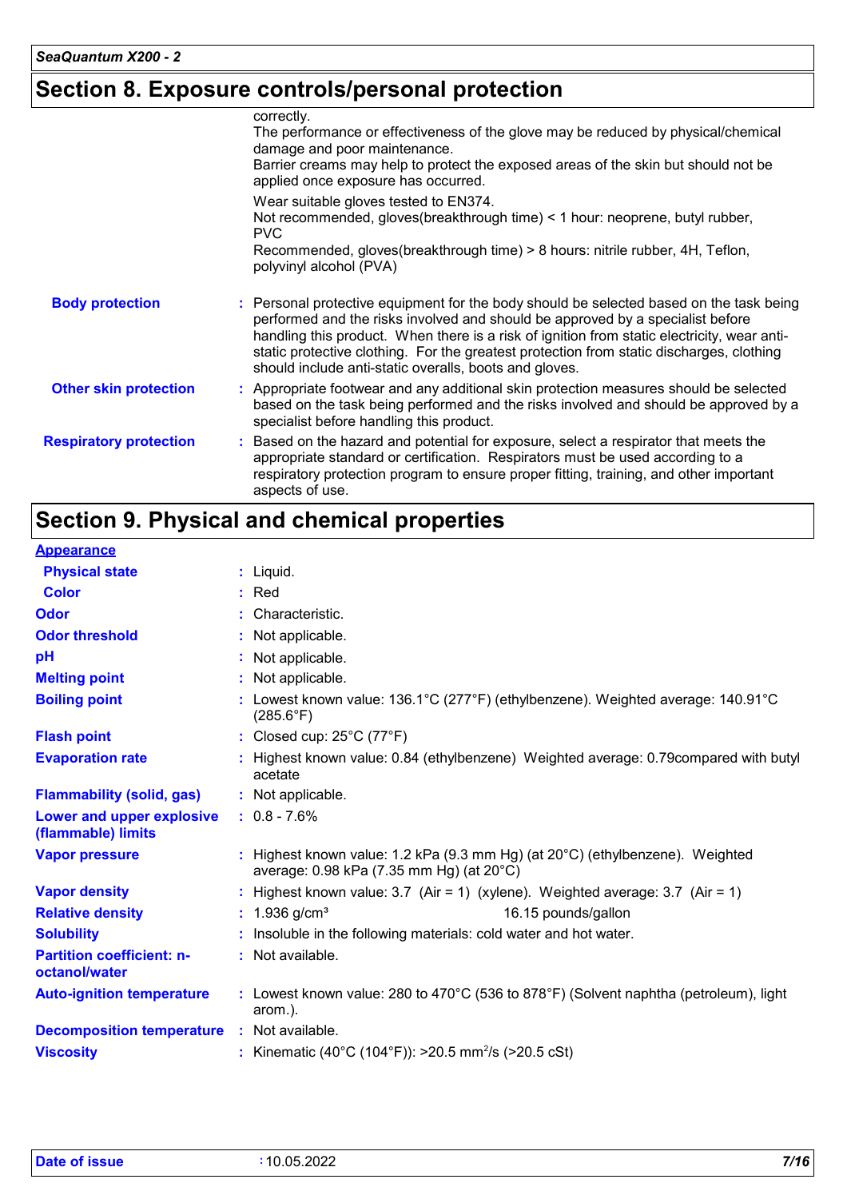## Section 8. Exposure controls/personal protection

correctly.
The performance or effectiveness of the glove may be reduced by physical/chemical damage and poor maintenance.
Barrier creams may help to protect the exposed areas of the skin but should not be applied once exposure has occurred.

Wear suitable gloves tested to EN374.
Not recommended, gloves(breakthrough time) < 1 hour: neoprene, butyl rubber, PVC
Recommended, gloves(breakthrough time) > 8 hours: nitrile rubber, 4H, Teflon, polyvinyl alcohol (PVA)

**Body protection** : Personal protective equipment for the body should be selected based on the task being performed and the risks involved and should be approved by a specialist before handling this product. When there is a risk of ignition from static electricity, wear anti-static protective clothing. For the greatest protection from static discharges, clothing should include anti-static overalls, boots and gloves.

**Other skin protection** : Appropriate footwear and any additional skin protection measures should be selected based on the task being performed and the risks involved and should be approved by a specialist before handling this product.

**Respiratory protection** : Based on the hazard and potential for exposure, select a respirator that meets the appropriate standard or certification. Respirators must be used according to a respiratory protection program to ensure proper fitting, training, and other important aspects of use.

## Section 9. Physical and chemical properties

**Appearance**

| | |
|---|---|
| **Physical state** | : Liquid. |
| **Color** | : Red |
| **Odor** | : Characteristic. |
| **Odor threshold** | : Not applicable. |
| **pH** | : Not applicable. |
| **Melting point** | : Not applicable. |
| **Boiling point** | : Lowest known value: 136.1°C (277°F) (ethylbenzene). Weighted average: 140.91°C (285.6°F) |
| **Flash point** | : Closed cup: 25°C (77°F) |
| **Evaporation rate** | : Highest known value: 0.84 (ethylbenzene) Weighted average: 0.79compared with butyl acetate |
| **Flammability (solid, gas)** | : Not applicable. |
| **Lower and upper explosive (flammable) limits** | : 0.8 - 7.6% |
| **Vapor pressure** | : Highest known value: 1.2 kPa (9.3 mm Hg) (at 20°C) (ethylbenzene). Weighted average: 0.98 kPa (7.35 mm Hg) (at 20°C) |
| **Vapor density** | : Highest known value: 3.7 (Air = 1) (xylene). Weighted average: 3.7 (Air = 1) |
| **Relative density** | : 1.936 g/cm³ 16.15 pounds/gallon |
| **Solubility** | : Insoluble in the following materials: cold water and hot water. |
| **Partition coefficient: n-octanol/water** | : Not available. |
| **Auto-ignition temperature** | : Lowest known value: 280 to 470°C (536 to 878°F) (Solvent naphtha (petroleum), light arom.). |
| **Decomposition temperature** | : Not available. |
| **Viscosity** | : Kinematic (40°C (104°F)): >20.5 $mm^2/s$ (>20.5 cSt) |

**Date of issue** : 10.05.2022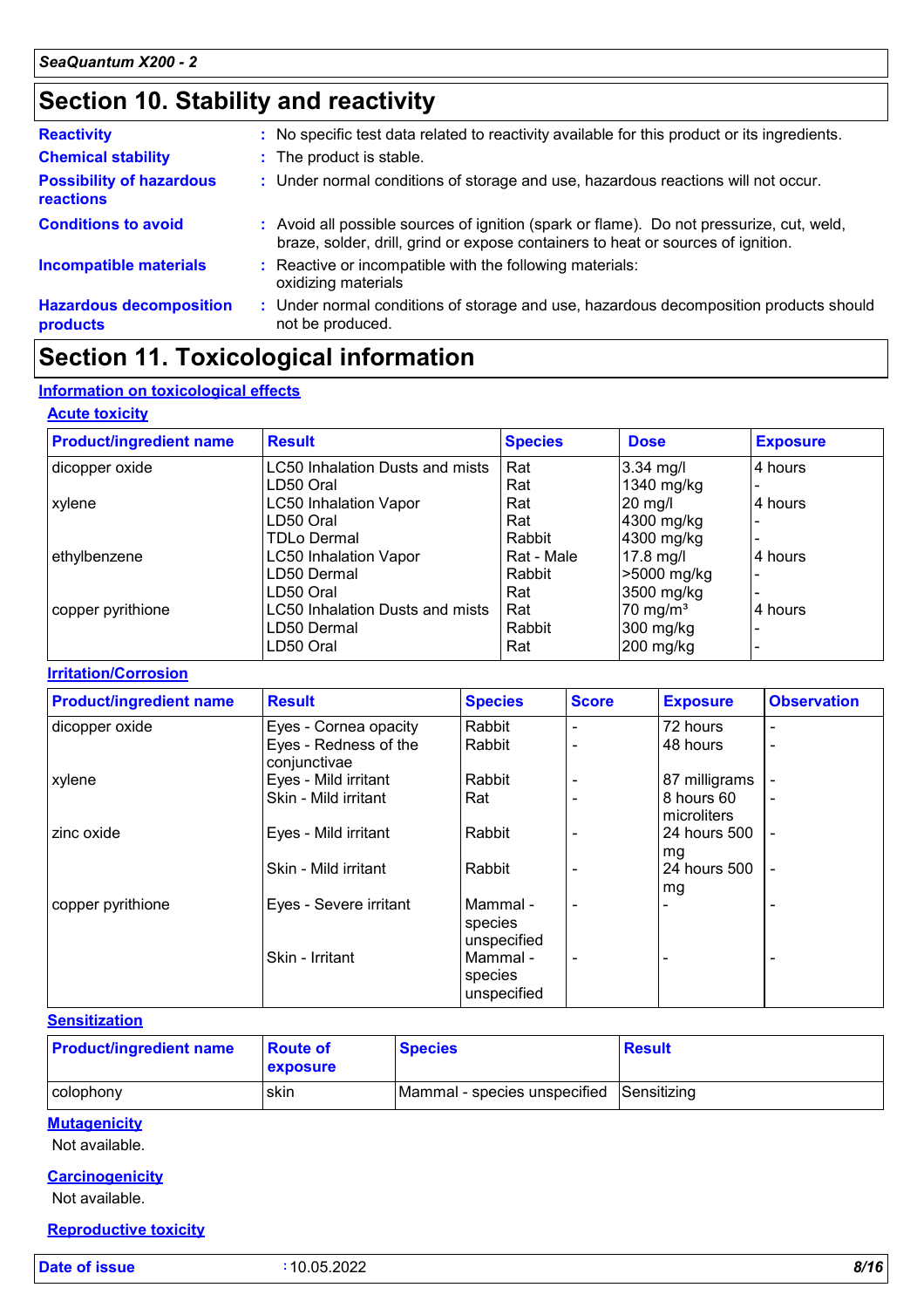## Section 10. Stability and reactivity

**Reactivity** : No specific test data related to reactivity available for this product or its ingredients.

**Chemical stability** : The product is stable.

**Possibility of hazardous reactions** : Under normal conditions of storage and use, hazardous reactions will not occur.

**Conditions to avoid** : Avoid all possible sources of ignition (spark or flame). Do not pressurize, cut, weld, braze, solder, drill, grind or expose containers to heat or sources of ignition.

**Incompatible materials** : Reactive or incompatible with the following materials: oxidizing materials

**Hazardous decomposition products** : Under normal conditions of storage and use, hazardous decomposition products should not be produced.

## Section 11. Toxicological information

### Information on toxicological effects

#### Acute toxicity

| Product/ingredient name | Result | Species | Dose | Exposure |
|---|---|---|---|---|
| dicopper oxide | LC50 Inhalation Dusts and mists | Rat | 3.34 mg/l | 4 hours |
| | LD50 Oral | Rat | 1340 mg/kg | - |
| xylene | LC50 Inhalation Vapor | Rat | 20 mg/l | 4 hours |
| | LD50 Oral | Rat | 4300 mg/kg | - |
| | TDLo Dermal | Rabbit | 4300 mg/kg | - |
| ethylbenzene | LC50 Inhalation Vapor | Rat - Male | 17.8 mg/l | 4 hours |
| | LD50 Dermal | Rabbit | >5000 mg/kg | - |
| | LD50 Oral | Rat | 3500 mg/kg | - |
| copper pyrithione | LC50 Inhalation Dusts and mists | Rat | 70 mg/m³ | 4 hours |
| | LD50 Dermal | Rabbit | 300 mg/kg | - |
| | LD50 Oral | Rat | 200 mg/kg | - |

#### Irritation/Corrosion

| Product/ingredient name | Result | Species | Score | Exposure | Observation |
|---|---|---|---|---|---|
| dicopper oxide | Eyes - Cornea opacity | Rabbit | - | 72 hours | - |
| | Eyes - Redness of the conjunctivae | Rabbit | - | 48 hours | - |
| xylene | Eyes - Mild irritant | Rabbit | - | 87 milligrams | - |
| | Skin - Mild irritant | Rat | - | 8 hours 60 microliters | - |
| zinc oxide | Eyes - Mild irritant | Rabbit | - | 24 hours 500 mg | - |
| | Skin - Mild irritant | Rabbit | - | 24 hours 500 mg | - |
| copper pyrithione | Eyes - Severe irritant | Mammal - species unspecified | - | - | - |
| | Skin - Irritant | Mammal - species unspecified | - | - | - |

#### Sensitization

| Product/ingredient name | Route of exposure | Species | Result |
|---|---|---|---|
| colophony | skin | Mammal - species unspecified | Sensitizing |

#### Mutagenicity

Not available.

#### Carcinogenicity

Not available.

#### Reproductive toxicity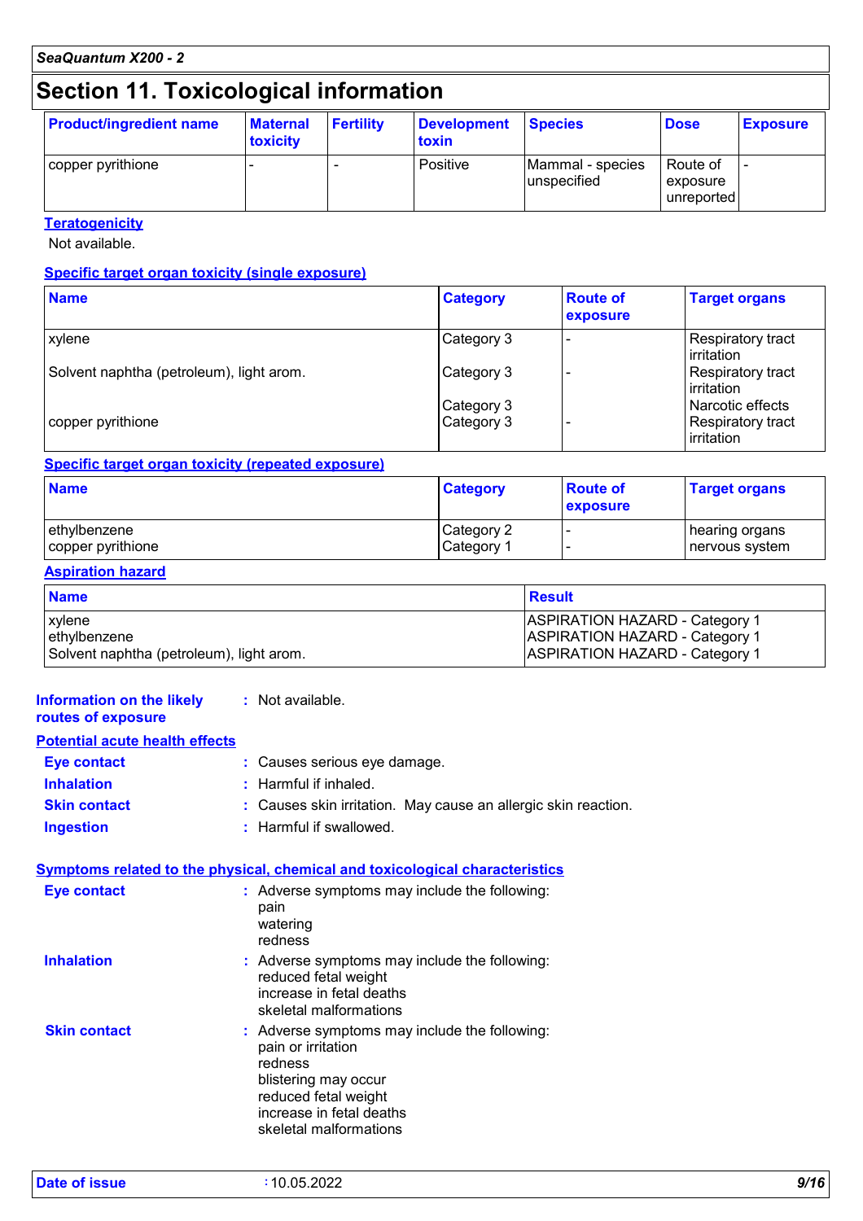## Section 11. Toxicological information

| Product/ingredient name | Maternal toxicity | Fertility | Development toxin | Species | Dose | Exposure |
|---|---|---|---|---|---|---|
| copper pyrithione | - | - | Positive | Mammal - species unspecified | Route of exposure unreported | - |

**Teratogenicity**

Not available.

**Specific target organ toxicity (single exposure)**

| Name | Category | Route of exposure | Target organs |
|---|---|---|---|
| xylene | Category 3 | - | Respiratory tract irritation |
| Solvent naphtha (petroleum), light arom. | Category 3 | - | Respiratory tract irritation |
| | Category 3 | | Narcotic effects |
| copper pyrithione | Category 3 | - | Respiratory tract irritation |

**Specific target organ toxicity (repeated exposure)**

| Name | Category | Route of exposure | Target organs |
|---|---|---|---|
| ethylbenzene | Category 2 | - | hearing organs |
| copper pyrithione | Category 1 | - | nervous system |

**Aspiration hazard**

| Name | Result |
|---|---|
| xylene | ASPIRATION HAZARD - Category 1 |
| ethylbenzene | ASPIRATION HAZARD - Category 1 |
| Solvent naphtha (petroleum), light arom. | ASPIRATION HAZARD - Category 1 |

**Information on the likely routes of exposure** : Not available.

**Potential acute health effects**

- **Eye contact** : Causes serious eye damage.
- **Inhalation** : Harmful if inhaled.
- **Skin contact** : Causes skin irritation. May cause an allergic skin reaction.
- **Ingestion** : Harmful if swallowed.

**Symptoms related to the physical, chemical and toxicological characteristics**

**Eye contact** : Adverse symptoms may include the following:
pain
watering
redness

**Inhalation** : Adverse symptoms may include the following:
reduced fetal weight
increase in fetal deaths
skeletal malformations

**Skin contact** : Adverse symptoms may include the following:
pain or irritation
redness
blistering may occur
reduced fetal weight
increase in fetal deaths
skeletal malformations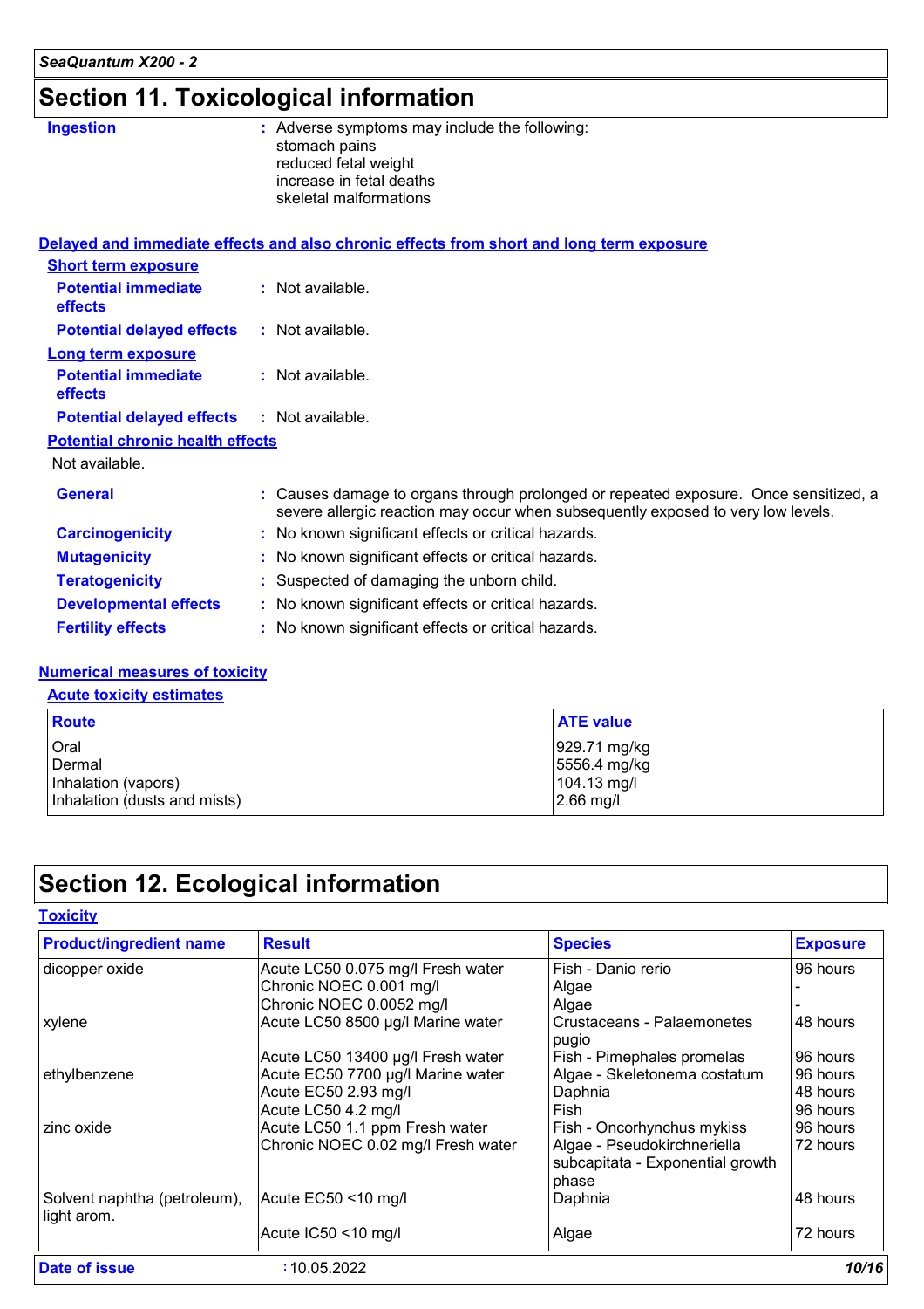## Section 11. Toxicological information

**Ingestion** : Adverse symptoms may include the following:
stomach pains
reduced fetal weight
increase in fetal deaths
skeletal malformations

### Delayed and immediate effects and also chronic effects from short and long term exposure

**Short term exposure**

**Potential immediate effects** : Not available.

**Potential delayed effects** : Not available.

**Long term exposure**

**Potential immediate effects** : Not available.

**Potential delayed effects** : Not available.

**Potential chronic health effects**

Not available.

**General** : Causes damage to organs through prolonged or repeated exposure. Once sensitized, a severe allergic reaction may occur when subsequently exposed to very low levels.

**Carcinogenicity** : No known significant effects or critical hazards.

**Mutagenicity** : No known significant effects or critical hazards.

**Teratogenicity** : Suspected of damaging the unborn child.

**Developmental effects** : No known significant effects or critical hazards.

**Fertility effects** : No known significant effects or critical hazards.

### Numerical measures of toxicity

**Acute toxicity estimates**

| Route | ATE value |
|---|---|
| Oral | 929.71 mg/kg |
| Dermal | 5556.4 mg/kg |
| Inhalation (vapors) | 104.13 mg/l |
| Inhalation (dusts and mists) | 2.66 mg/l |

## Section 12. Ecological information

### Toxicity

| Product/ingredient name | Result | Species | Exposure |
|---|---|---|---|
| dicopper oxide | Acute LC50 0.075 mg/l Fresh water | Fish - Danio rerio | 96 hours |
| | Chronic NOEC 0.001 mg/l | Algae | - |
| | Chronic NOEC 0.0052 mg/l | Algae | - |
| xylene | Acute LC50 8500 µg/l Marine water | Crustaceans - Palaemonetes pugio | 48 hours |
| | Acute LC50 13400 µg/l Fresh water | Fish - Pimephales promelas | 96 hours |
| ethylbenzene | Acute EC50 7700 µg/l Marine water | Algae - Skeletonema costatum | 96 hours |
| | Acute EC50 2.93 mg/l | Daphnia | 48 hours |
| | Acute LC50 4.2 mg/l | Fish | 96 hours |
| zinc oxide | Acute LC50 1.1 ppm Fresh water | Fish - Oncorhynchus mykiss | 96 hours |
| | Chronic NOEC 0.02 mg/l Fresh water | Algae - Pseudokirchneriella subcapitata - Exponential growth phase | 72 hours |
| Solvent naphtha (petroleum), light arom. | Acute EC50 <10 mg/l | Daphnia | 48 hours |
| | Acute IC50 <10 mg/l | Algae | 72 hours |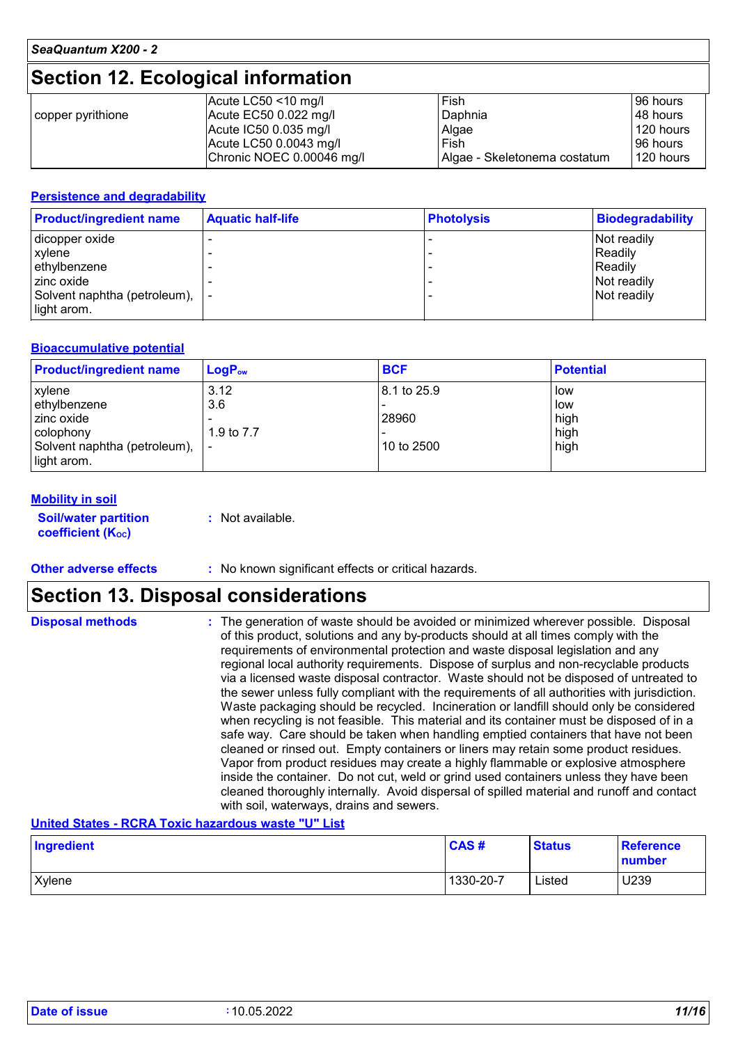## Section 12. Ecological information

| | | | |
|---|---|---|---|
| copper pyrithione | Acute LC50 <10 mg/l | Fish | 96 hours |
| | Acute EC50 0.022 mg/l | Daphnia | 48 hours |
| | Acute IC50 0.035 mg/l | Algae | 120 hours |
| | Acute LC50 0.0043 mg/l | Fish | 96 hours |
| | Chronic NOEC 0.00046 mg/l | Algae - Skeletonema costatum | 120 hours |

### Persistence and degradability

| Product/ingredient name | Aquatic half-life | Photolysis | Biodegradability |
|---|---|---|---|
| dicopper oxide | - | - | Not readily |
| xylene | - | - | Readily |
| ethylbenzene | - | - | Readily |
| zinc oxide | - | - | Not readily |
| Solvent naphtha (petroleum), light arom. | - | - | Not readily |

### Bioaccumulative potential

| Product/ingredient name | $LogP_{ow}$ | BCF | Potential |
|---|---|---|---|
| xylene | 3.12 | 8.1 to 25.9 | low |
| ethylbenzene | 3.6 | - | low |
| zinc oxide | - | 28960 | high |
| colophony | 1.9 to 7.7 | - | high |
| Solvent naphtha (petroleum), light arom. | - | 10 to 2500 | high |

### Mobility in soil

**Soil/water partition coefficient ($K_{OC}$)** : Not available.

**Other adverse effects** : No known significant effects or critical hazards.

## Section 13. Disposal considerations

**Disposal methods** : The generation of waste should be avoided or minimized wherever possible. Disposal of this product, solutions and any by-products should at all times comply with the requirements of environmental protection and waste disposal legislation and any regional local authority requirements. Dispose of surplus and non-recyclable products via a licensed waste disposal contractor. Waste should not be disposed of untreated to the sewer unless fully compliant with the requirements of all authorities with jurisdiction. Waste packaging should be recycled. Incineration or landfill should only be considered when recycling is not feasible. This material and its container must be disposed of in a safe way. Care should be taken when handling emptied containers that have not been cleaned or rinsed out. Empty containers or liners may retain some product residues. Vapor from product residues may create a highly flammable or explosive atmosphere inside the container. Do not cut, weld or grind used containers unless they have been cleaned thoroughly internally. Avoid dispersal of spilled material and runoff and contact with soil, waterways, drains and sewers.

### United States - RCRA Toxic hazardous waste "U" List

| Ingredient | CAS # | Status | Reference number |
|---|---|---|---|
| Xylene | 1330-20-7 | Listed | U239 |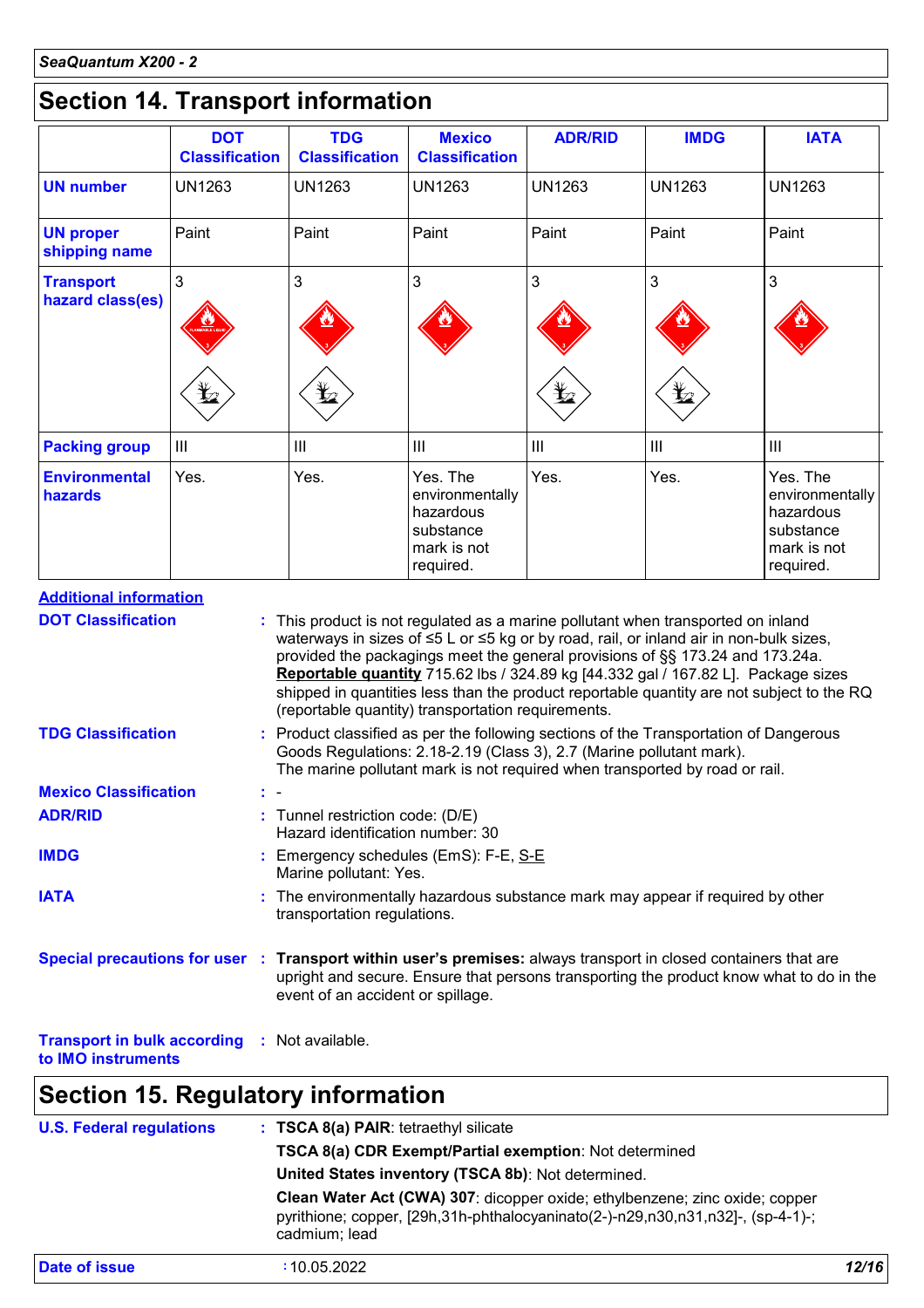## Section 14. Transport information

| | DOT Classification | TDG Classification | Mexico Classification | ADR/RID | IMDG | IATA |
|---|---|---|---|---|---|---|
| **UN number** | UN1263 | UN1263 | UN1263 | UN1263 | UN1263 | UN1263 |
| **UN proper shipping name** | Paint | Paint | Paint | Paint | Paint | Paint |
| **Transport hazard class(es)** | 3 | 3 | 3 | 3 | 3 | 3 |
| **Packing group** | III | III | III | III | III | III |
| **Environmental hazards** | Yes. | Yes. | Yes. The environmentally hazardous substance mark is not required. | Yes. | Yes. | Yes. The environmentally hazardous substance mark is not required. |

**Additional information**

**DOT Classification** : This product is not regulated as a marine pollutant when transported on inland waterways in sizes of ≤5 L or ≤5 kg or by road, rail, or inland air in non-bulk sizes, provided the packagings meet the general provisions of §§ 173.24 and 173.24a. **Reportable quantity** 715.62 lbs / 324.89 kg [44.332 gal / 167.82 L]. Package sizes shipped in quantities less than the product reportable quantity are not subject to the RQ (reportable quantity) transportation requirements.

**TDG Classification** : Product classified as per the following sections of the Transportation of Dangerous Goods Regulations: 2.18-2.19 (Class 3), 2.7 (Marine pollutant mark). The marine pollutant mark is not required when transported by road or rail.

**Mexico Classification** : -

**ADR/RID** : Tunnel restriction code: (D/E)
Hazard identification number: 30

**IMDG** : Emergency schedules (EmS): F-E, S-E
Marine pollutant: Yes.

**IATA** : The environmentally hazardous substance mark may appear if required by other transportation regulations.

**Special precautions for user** : **Transport within user's premises:** always transport in closed containers that are upright and secure. Ensure that persons transporting the product know what to do in the event of an accident or spillage.

**Transport in bulk according to IMO instruments** : Not available.

## Section 15. Regulatory information

**U.S. Federal regulations** : **TSCA 8(a) PAIR**: tetraethyl silicate

**TSCA 8(a) CDR Exempt/Partial exemption**: Not determined

**United States inventory (TSCA 8b)**: Not determined.

**Clean Water Act (CWA) 307**: dicopper oxide; ethylbenzene; zinc oxide; copper pyrithione; copper, [29h,31h-phthalocyaninato(2-)-n29,n30,n31,n32]-, (sp-4-1)-; cadmium; lead

**Date of issue** : 10.05.2022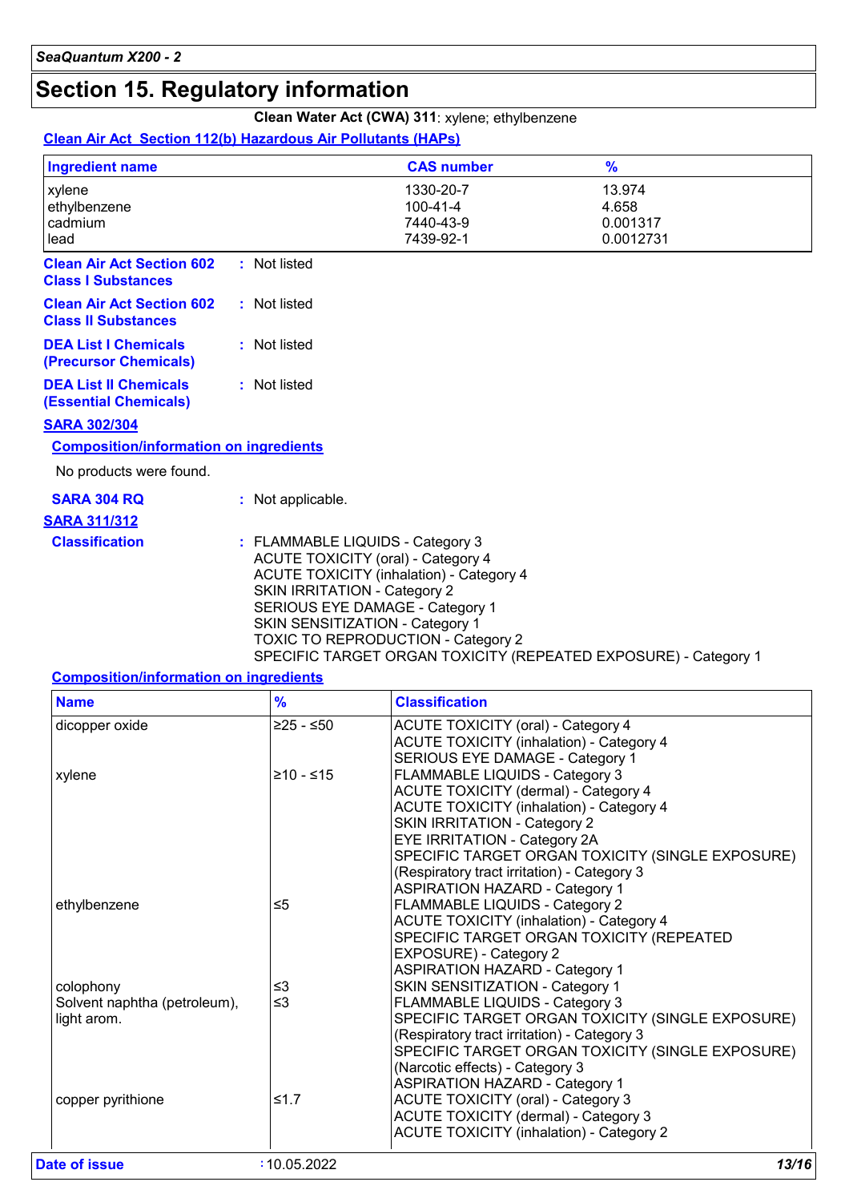# Section 15. Regulatory information

**Clean Water Act (CWA) 311**: xylene; ethylbenzene

**Clean Air Act Section 112(b) Hazardous Air Pollutants (HAPs)**

| Ingredient name | CAS number | % |
|---|---|---|
| xylene | 1330-20-7 | 13.974 |
| ethylbenzene | 100-41-4 | 4.658 |
| cadmium | 7440-43-9 | 0.001317 |
| lead | 7439-92-1 | 0.0012731 |

**Clean Air Act Section 602 Class I Substances** : Not listed

**Clean Air Act Section 602 Class II Substances** : Not listed

**DEA List I Chemicals (Precursor Chemicals)** : Not listed

**DEA List II Chemicals (Essential Chemicals)** : Not listed

**SARA 302/304**

**Composition/information on ingredients**

No products were found.

**SARA 304 RQ** : Not applicable.

**SARA 311/312**

**Classification** : FLAMMABLE LIQUIDS - Category 3
ACUTE TOXICITY (oral) - Category 4
ACUTE TOXICITY (inhalation) - Category 4
SKIN IRRITATION - Category 2
SERIOUS EYE DAMAGE - Category 1
SKIN SENSITIZATION - Category 1
TOXIC TO REPRODUCTION - Category 2
SPECIFIC TARGET ORGAN TOXICITY (REPEATED EXPOSURE) - Category 1

**Composition/information on ingredients**

| Name | % | Classification |
|---|---|---|
| dicopper oxide | ≥25 - ≤50 | ACUTE TOXICITY (oral) - Category 4<br>ACUTE TOXICITY (inhalation) - Category 4<br>SERIOUS EYE DAMAGE - Category 1 |
| xylene | ≥10 - ≤15 | FLAMMABLE LIQUIDS - Category 3<br>ACUTE TOXICITY (dermal) - Category 4<br>ACUTE TOXICITY (inhalation) - Category 4<br>SKIN IRRITATION - Category 2<br>EYE IRRITATION - Category 2A<br>SPECIFIC TARGET ORGAN TOXICITY (SINGLE EXPOSURE) (Respiratory tract irritation) - Category 3<br>ASPIRATION HAZARD - Category 1 |
| ethylbenzene | ≤5 | FLAMMABLE LIQUIDS - Category 2<br>ACUTE TOXICITY (inhalation) - Category 4<br>SPECIFIC TARGET ORGAN TOXICITY (REPEATED EXPOSURE) - Category 2<br>ASPIRATION HAZARD - Category 1 |
| colophony | ≤3 | SKIN SENSITIZATION - Category 1 |
| Solvent naphtha (petroleum), light arom. | ≤3 | FLAMMABLE LIQUIDS - Category 3<br>SPECIFIC TARGET ORGAN TOXICITY (SINGLE EXPOSURE) (Respiratory tract irritation) - Category 3<br>SPECIFIC TARGET ORGAN TOXICITY (SINGLE EXPOSURE) (Narcotic effects) - Category 3<br>ASPIRATION HAZARD - Category 1 |
| copper pyrithione | ≤1.7 | ACUTE TOXICITY (oral) - Category 3<br>ACUTE TOXICITY (dermal) - Category 3<br>ACUTE TOXICITY (inhalation) - Category 2 |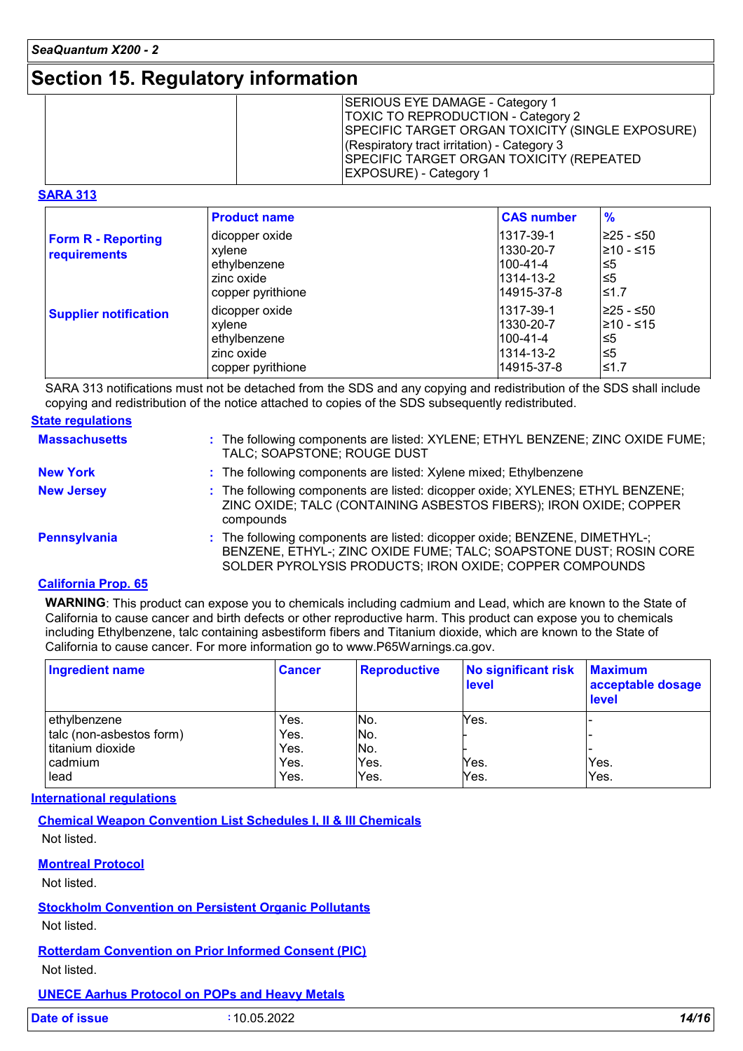## Section 15. Regulatory information

| | | |
|---|---|---|
| | | SERIOUS EYE DAMAGE - Category 1<br>TOXIC TO REPRODUCTION - Category 2<br>SPECIFIC TARGET ORGAN TOXICITY (SINGLE EXPOSURE) (Respiratory tract irritation) - Category 3<br>SPECIFIC TARGET ORGAN TOXICITY (REPEATED EXPOSURE) - Category 1 |

**SARA 313**

| | Product name | CAS number | % |
|---|---|---|---|
| **Form R - Reporting requirements** | dicopper oxide<br>xylene<br>ethylbenzene<br>zinc oxide<br>copper pyrithione | 1317-39-1<br>1330-20-7<br>100-41-4<br>1314-13-2<br>14915-37-8 | ≥25 - ≤50<br>≥10 - ≤15<br>≤5<br>≤5<br>≤1.7 |
| **Supplier notification** | dicopper oxide<br>xylene<br>ethylbenzene<br>zinc oxide<br>copper pyrithione | 1317-39-1<br>1330-20-7<br>100-41-4<br>1314-13-2<br>14915-37-8 | ≥25 - ≤50<br>≥10 - ≤15<br>≤5<br>≤5<br>≤1.7 |

SARA 313 notifications must not be detached from the SDS and any copying and redistribution of the SDS shall include copying and redistribution of the notice attached to copies of the SDS subsequently redistributed.

**State regulations**

**Massachusetts** : The following components are listed: XYLENE; ETHYL BENZENE; ZINC OXIDE FUME; TALC; SOAPSTONE; ROUGE DUST

**New York** : The following components are listed: Xylene mixed; Ethylbenzene

**New Jersey** : The following components are listed: dicopper oxide; XYLENES; ETHYL BENZENE; ZINC OXIDE; TALC (CONTAINING ASBESTOS FIBERS); IRON OXIDE; COPPER compounds

**Pennsylvania** : The following components are listed: dicopper oxide; BENZENE, DIMETHYL-; BENZENE, ETHYL-; ZINC OXIDE FUME; TALC; SOAPSTONE DUST; ROSIN CORE SOLDER PYROLYSIS PRODUCTS; IRON OXIDE; COPPER COMPOUNDS

**California Prop. 65**

**WARNING**: This product can expose you to chemicals including cadmium and Lead, which are known to the State of California to cause cancer and birth defects or other reproductive harm. This product can expose you to chemicals including Ethylbenzene, talc containing asbestiform fibers and Titanium dioxide, which are known to the State of California to cause cancer. For more information go to www.P65Warnings.ca.gov.

| Ingredient name | Cancer | Reproductive | No significant risk level | Maximum acceptable dosage level |
|---|---|---|---|---|
| ethylbenzene | Yes. | No. | Yes. | - |
| talc (non-asbestos form) | Yes. | No. | - | - |
| titanium dioxide | Yes. | No. | - | - |
| cadmium | Yes. | Yes. | Yes. | Yes. |
| lead | Yes. | Yes. | Yes. | Yes. |

**International regulations**

**Chemical Weapon Convention List Schedules I, II & III Chemicals**

Not listed.

**Montreal Protocol**

Not listed.

**Stockholm Convention on Persistent Organic Pollutants**

Not listed.

**Rotterdam Convention on Prior Informed Consent (PIC)**

Not listed.

**UNECE Aarhus Protocol on POPs and Heavy Metals**

**Date of issue** : 10.05.2022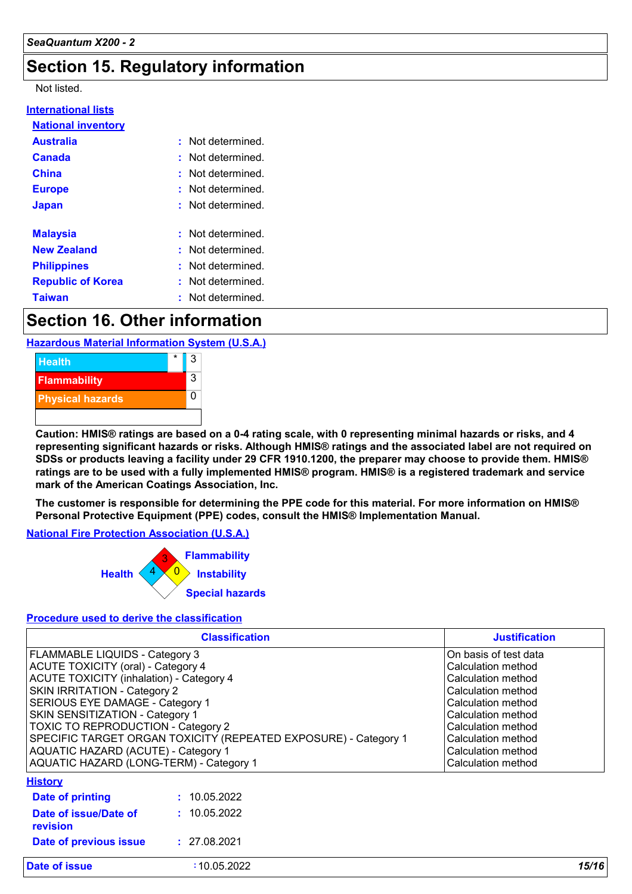## Section 15. Regulatory information

Not listed.

**International lists**

**National inventory**

| | |
|---|---|
| **Australia** | : Not determined. |
| **Canada** | : Not determined. |
| **China** | : Not determined. |
| **Europe** | : Not determined. |
| **Japan** | : Not determined. |
| **Malaysia** | : Not determined. |
| **New Zealand** | : Not determined. |
| **Philippines** | : Not determined. |
| **Republic of Korea** | : Not determined. |
| **Taiwan** | : Not determined. |

## Section 16. Other information

**Hazardous Material Information System (U.S.A.)**

| | | |
|---|---|---|
| Health | * | 3 |
| Flammability | | 3 |
| Physical hazards | | 0 |

**Caution: HMIS® ratings are based on a 0-4 rating scale, with 0 representing minimal hazards or risks, and 4 representing significant hazards or risks. Although HMIS® ratings and the associated label are not required on SDSs or products leaving a facility under 29 CFR 1910.1200, the preparer may choose to provide them. HMIS® ratings are to be used with a fully implemented HMIS® program. HMIS® is a registered trademark and service mark of the American Coatings Association, Inc.**

**The customer is responsible for determining the PPE code for this material. For more information on HMIS® Personal Protective Equipment (PPE) codes, consult the HMIS® Implementation Manual.**

**National Fire Protection Association (U.S.A.)**

| | |
|---|---|
| Flammability | 3 |
| Health | 4 |
| Instability | 0 |
| Special hazards | |

**Procedure used to derive the classification**

| Classification | Justification |
|---|---|
| FLAMMABLE LIQUIDS - Category 3 | On basis of test data |
| ACUTE TOXICITY (oral) - Category 4 | Calculation method |
| ACUTE TOXICITY (inhalation) - Category 4 | Calculation method |
| SKIN IRRITATION - Category 2 | Calculation method |
| SERIOUS EYE DAMAGE - Category 1 | Calculation method |
| SKIN SENSITIZATION - Category 1 | Calculation method |
| TOXIC TO REPRODUCTION - Category 2 | Calculation method |
| SPECIFIC TARGET ORGAN TOXICITY (REPEATED EXPOSURE) - Category 1 | Calculation method |
| AQUATIC HAZARD (ACUTE) - Category 1 | Calculation method |
| AQUATIC HAZARD (LONG-TERM) - Category 1 | Calculation method |

**History**

| | |
|---|---|
| **Date of printing** | : 10.05.2022 |
| **Date of issue/Date of revision** | : 10.05.2022 |
| **Date of previous issue** | : 27.08.2021 |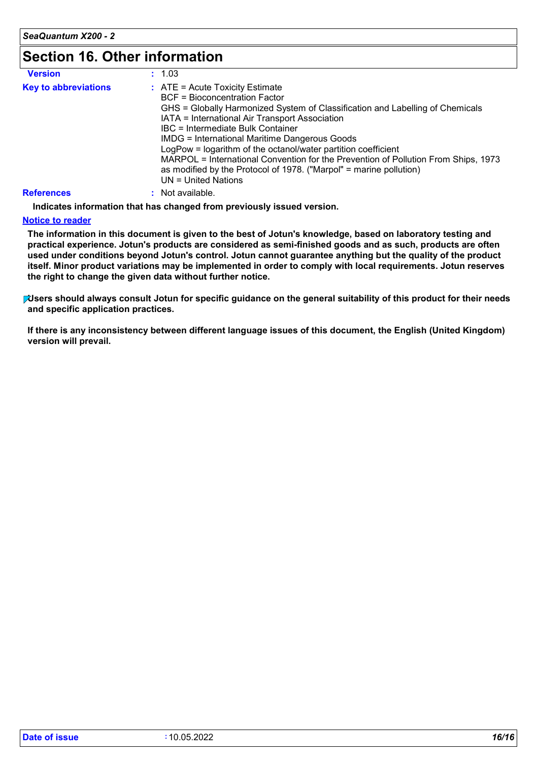## Section 16. Other information

**Version** : 1.03

**Key to abbreviations** : ATE = Acute Toxicity Estimate
BCF = Bioconcentration Factor
GHS = Globally Harmonized System of Classification and Labelling of Chemicals
IATA = International Air Transport Association
IBC = Intermediate Bulk Container
IMDG = International Maritime Dangerous Goods
LogPow = logarithm of the octanol/water partition coefficient
MARPOL = International Convention for the Prevention of Pollution From Ships, 1973 as modified by the Protocol of 1978. ("Marpol" = marine pollution)
UN = United Nations

**References** : Not available.

**Indicates information that has changed from previously issued version.**

**Notice to reader**

**The information in this document is given to the best of Jotun's knowledge, based on laboratory testing and practical experience. Jotun's products are considered as semi-finished goods and as such, products are often used under conditions beyond Jotun's control. Jotun cannot guarantee anything but the quality of the product itself. Minor product variations may be implemented in order to comply with local requirements. Jotun reserves the right to change the given data without further notice.**

**Users should always consult Jotun for specific guidance on the general suitability of this product for their needs and specific application practices.**

**If there is any inconsistency between different language issues of this document, the English (United Kingdom) version will prevail.**